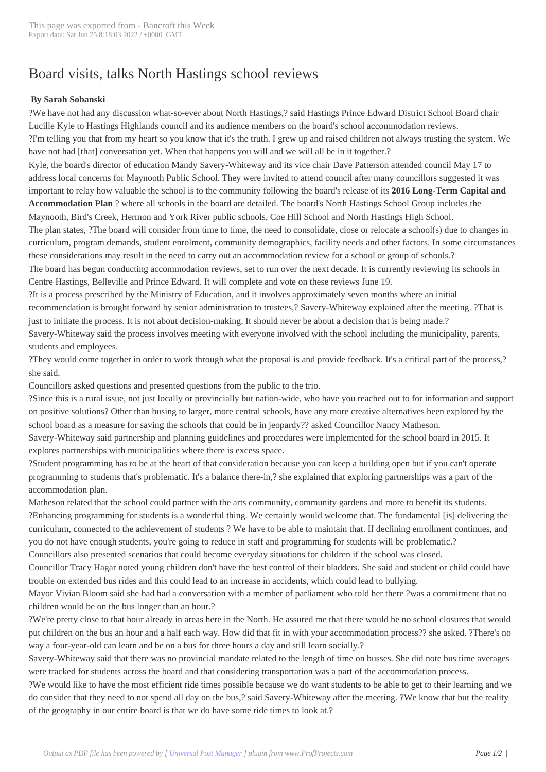# Board visits, talks North Hastings school reviews

**By Sarah Sobanski**

?We have not had any discussion what-so-ever about North Hastings,? said Hastings Prince Edward District School Board chair Lucille Kyle to Hastings Highlands council and its audience members on the board's school accommodation reviews.

?I'm telling you that from my heart so you know that it's the truth. I grew up and raised children not always trusting the system. We have not had [that] conversation yet. When that happens you will and we will all be in it together.?

Kyle, the board's director of education Mandy Savery-Whiteway and its vice chair Dave Patterson attended council May 17 to address local concerns for Maynooth Public School. They were invited to attend council after many councillors suggested it was important to relay how valuable the school is to the community following the board's release of its **2016 Long-Term Capital and Accommodation Plan** ? where all schools in the board are detailed. The board's North Hastings School Group includes the Maynooth, Bird's Creek, Hermon and York River public schools, Coe Hill School and North Hastings High School.

The plan states, ?The board will consider from time to time, the need to consolidate, close or relocate a school(s) due to changes in curriculum, program demands, student enrolment, community demographics, facility needs and other factors. In some circumstances these considerations may result in the need to carry out an accommodation review for a school or group of schools.?

The board has begun conducting accommodation reviews, set to run over the next decade. It is currently reviewing its schools in Centre Hastings, Belleville and Prince Edward. It will complete and vote on these reviews June 19.

?It is a process prescribed by the Ministry of Education, and it involves approximately seven months where an initial recommendation is brought forward by senior administration to trustees,? Savery-Whiteway explained after the meeting. ?That is just to initiate the process. It is not about decision-making. It should never be about a decision that is being made.?

Savery-Whiteway said the process involves meeting with everyone involved with the school including the municipality, parents, students and employees.

?They would come together in order to work through what the proposal is and provide feedback. It's a critical part of the process,? she said.

Councillors asked questions and presented questions from the public to the trio.

?Since this is a rural issue, not just locally or provincially but nation-wide, who have you reached out to for information and support on positive solutions? Other than busing to larger, more central schools, have any more creative alternatives been explored by the school board as a measure for saving the schools that could be in jeopardy?? asked Councillor Nancy Matheson.

Savery-Whiteway said partnership and planning guidelines and procedures were implemented for the school board in 2015. It explores partnerships with municipalities where there is excess space.

?Student programming has to be at the heart of that consideration because you can keep a building open but if you can't operate programming to students that's problematic. It's a balance there-in,? she explained that exploring partnerships was a part of the accommodation plan.

Matheson related that the school could partner with the arts community, community gardens and more to benefit its students.

?Enhancing programming for students is a wonderful thing. We certainly would welcome that. The fundamental [is] delivering the curriculum, connected to the achievement of students ? We have to be able to maintain that. If declining enrollment continues, and you do not have enough students, you're going to reduce in staff and programming for students will be problematic.?

Councillors also presented scenarios that could become everyday situations for children if the school was closed.

Councillor Tracy Hagar noted young children don't have the best control of their bladders. She said and student or child could have trouble on extended bus rides and this could lead to an increase in accidents, which could lead to bullying.

Mayor Vivian Bloom said she had had a conversation with a member of parliament who told her there ?was a commitment that no children would be on the bus longer than an hour.?

?We're pretty close to that hour already in areas here in the North. He assured me that there would be no school closures that would put children on the bus an hour and a half each way. How did that fit in with your accommodation process?? she asked. ?There's no way a four-year-old can learn and be on a bus for three hours a day and still learn socially.?

Savery-Whiteway said that there was no provincial mandate related to the length of time on busses. She did note bus time averages were tracked for students across the board and that considering transportation was a part of the accommodation process.

?We would like to have the most efficient ride times possible because we do want students to be able to get to their learning and we do consider that they need to not spend all day on the bus,? said Savery-Whiteway after the meeting. ?We know that but the reality of the geography in our entire board is that we do have some ride times to look at.?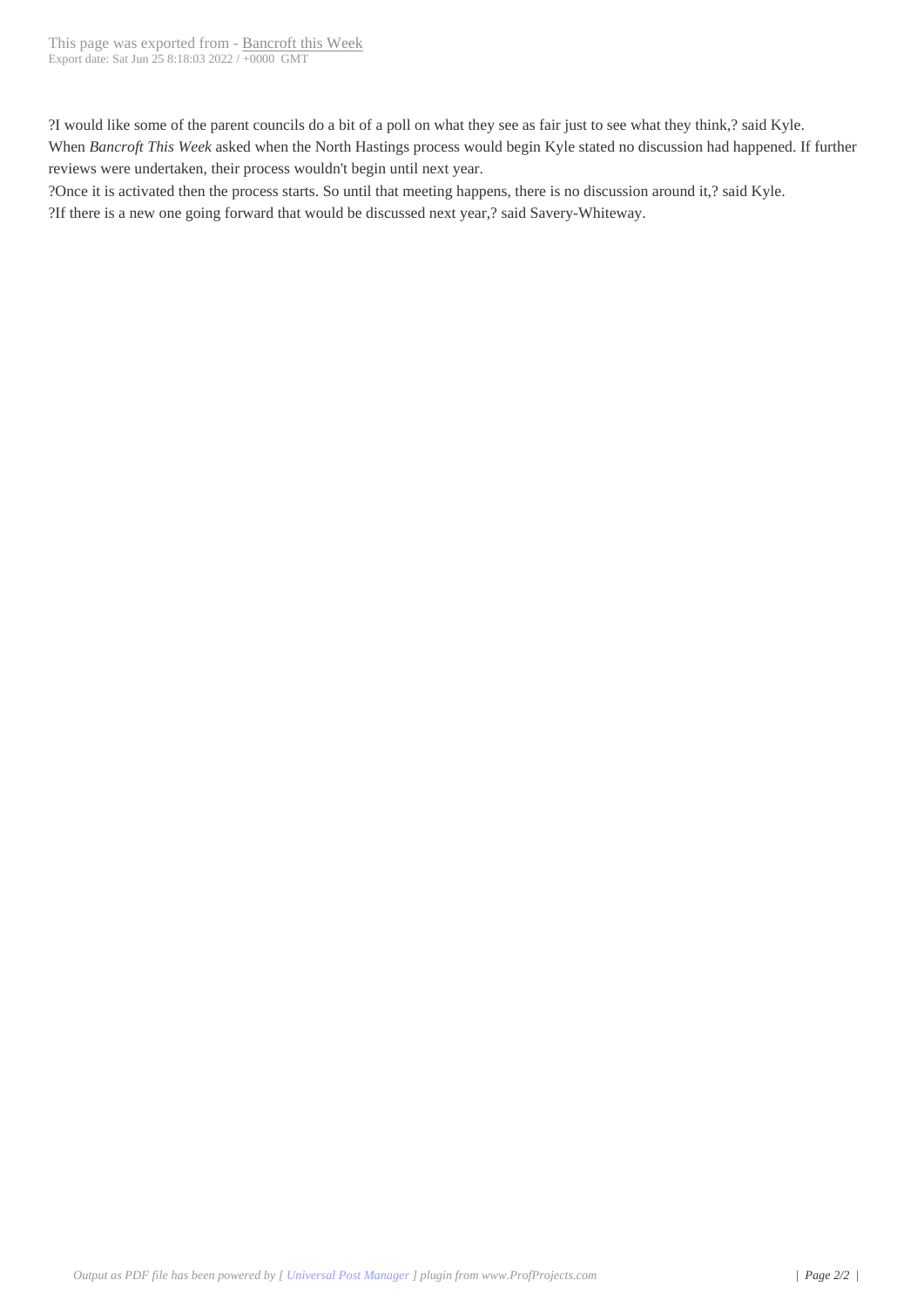?I would like some of the parent councils do a bit of a poll on what they see as fair just to see what they think,? said Kyle.

When *Bancroft This Week* asked when the North Hastings process would begin Kyle stated no discussion had happened. If further reviews were undertaken, their process wouldn't begin until next year.

?Once it is activated then the process starts. So until that meeting happens, there is no discussion around it,? said Kyle.

?If there is a new one going forward that would be discussed next year,? said Savery-Whiteway.